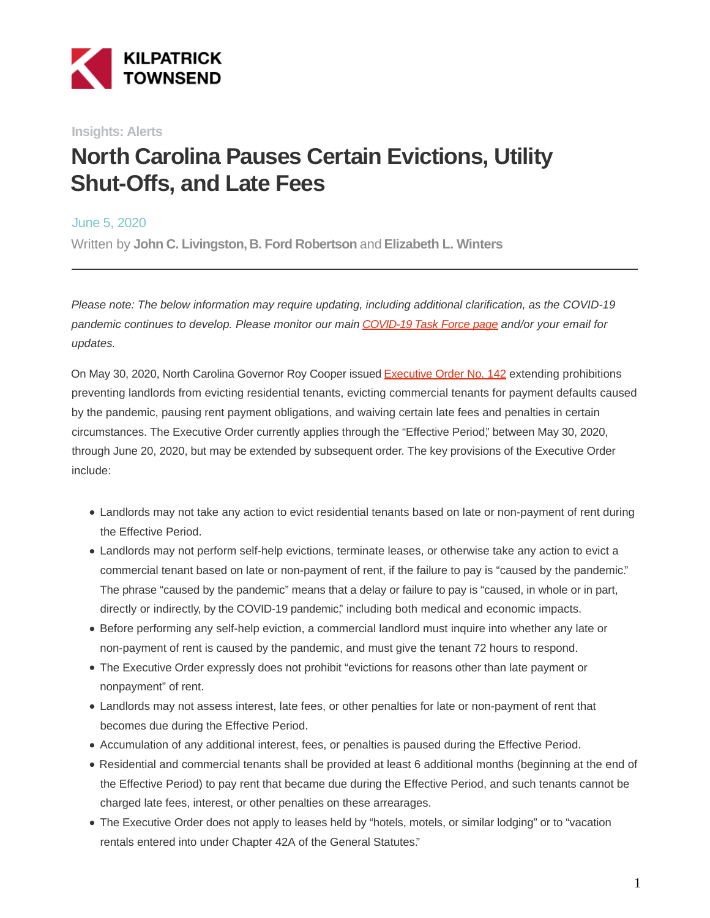KILPATRICK TOWNSEND

Insights: Alerts

# North Carolina Pauses Certain Evictions, Utility Shut-Offs, and Late Fees

June 5, 2020

Written by **John C. Livingston, B. Ford Robertson** and **Elizabeth L. Winters**

---

*Please note: The below information may require updating, including additional clarification, as the COVID-19 pandemic continues to develop. Please monitor our main COVID-19 Task Force page and/or your email for updates.*

On May 30, 2020, North Carolina Governor Roy Cooper issued Executive Order No. 142 extending prohibitions preventing landlords from evicting residential tenants, evicting commercial tenants for payment defaults caused by the pandemic, pausing rent payment obligations, and waiving certain late fees and penalties in certain circumstances. The Executive Order currently applies through the "Effective Period," between May 30, 2020, through June 20, 2020, but may be extended by subsequent order. The key provisions of the Executive Order include:

- Landlords may not take any action to evict residential tenants based on late or non-payment of rent during the Effective Period.
- Landlords may not perform self-help evictions, terminate leases, or otherwise take any action to evict a commercial tenant based on late or non-payment of rent, if the failure to pay is "caused by the pandemic." The phrase "caused by the pandemic" means that a delay or failure to pay is "caused, in whole or in part, directly or indirectly, by the COVID-19 pandemic," including both medical and economic impacts.
- Before performing any self-help eviction, a commercial landlord must inquire into whether any late or non-payment of rent is caused by the pandemic, and must give the tenant 72 hours to respond.
- The Executive Order expressly does not prohibit "evictions for reasons other than late payment or nonpayment" of rent.
- Landlords may not assess interest, late fees, or other penalties for late or non-payment of rent that becomes due during the Effective Period.
- Accumulation of any additional interest, fees, or penalties is paused during the Effective Period.
- Residential and commercial tenants shall be provided at least 6 additional months (beginning at the end of the Effective Period) to pay rent that became due during the Effective Period, and such tenants cannot be charged late fees, interest, or other penalties on these arrearages.
- The Executive Order does not apply to leases held by "hotels, motels, or similar lodging" or to "vacation rentals entered into under Chapter 42A of the General Statutes."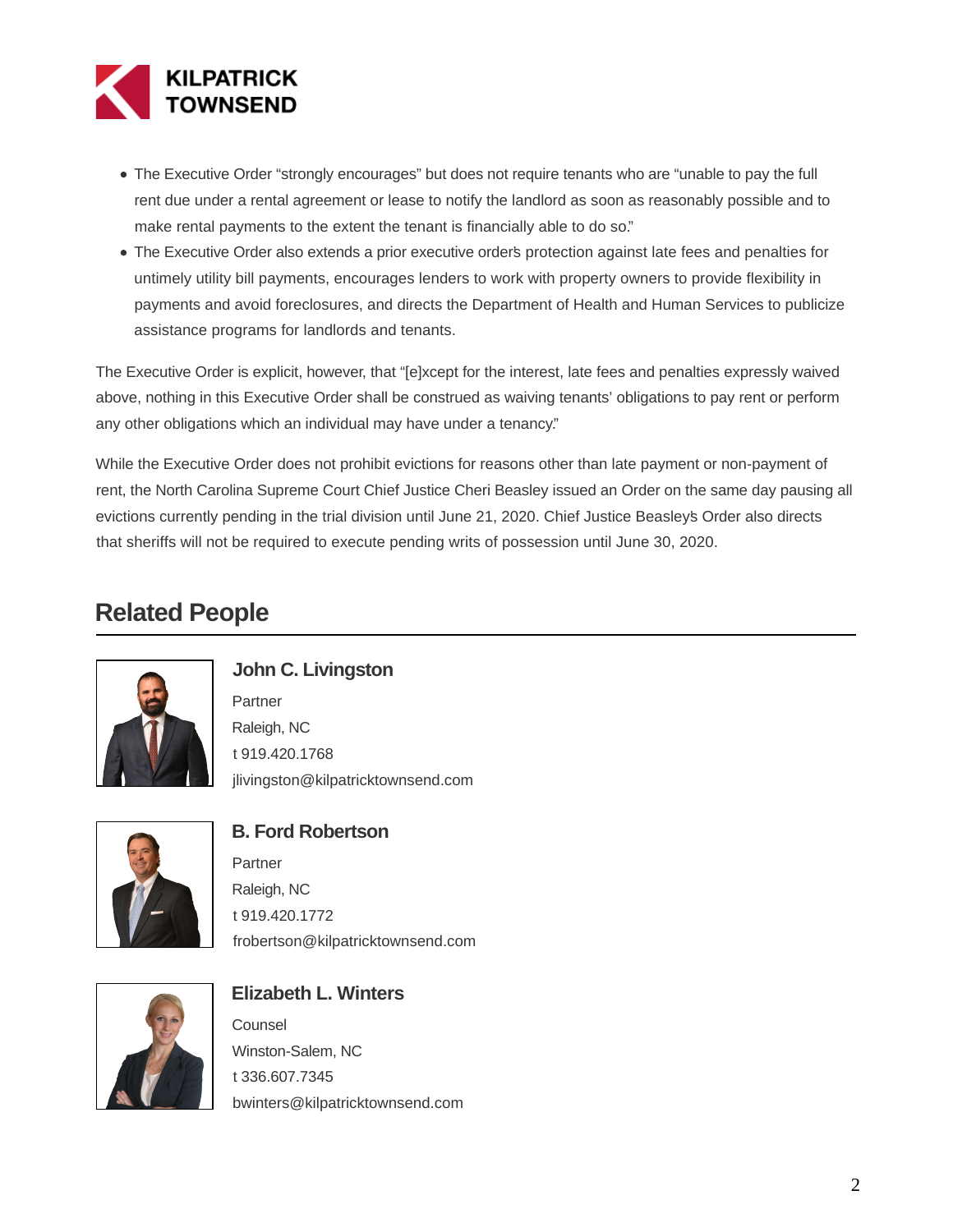- The Executive Order "strongly encourages" but does not require tenants who are "unable to pay the full rent due under a rental agreement or lease to notify the landlord as soon as reasonably possible and to make rental payments to the extent the tenant is financially able to do so."
- The Executive Order also extends a prior executive order's protection against late fees and penalties for untimely utility bill payments, encourages lenders to work with property owners to provide flexibility in payments and avoid foreclosures, and directs the Department of Health and Human Services to publicize assistance programs for landlords and tenants.

The Executive Order is explicit, however, that "[e]xcept for the interest, late fees and penalties expressly waived above, nothing in this Executive Order shall be construed as waiving tenants' obligations to pay rent or perform any other obligations which an individual may have under a tenancy."

While the Executive Order does not prohibit evictions for reasons other than late payment or non-payment of rent, the North Carolina Supreme Court Chief Justice Cheri Beasley issued an Order on the same day pausing all evictions currently pending in the trial division until June 21, 2020. Chief Justice Beasley's Order also directs that sheriffs will not be required to execute pending writs of possession until June 30, 2020.

## Related People

### John C. Livingston

Partner
Raleigh, NC
t 919.420.1768
jlivingston@kilpatricktownsend.com

### B. Ford Robertson

Partner
Raleigh, NC
t 919.420.1772
frobertson@kilpatricktownsend.com

### Elizabeth L. Winters

Counsel
Winston-Salem, NC
t 336.607.7345
bwinters@kilpatricktownsend.com